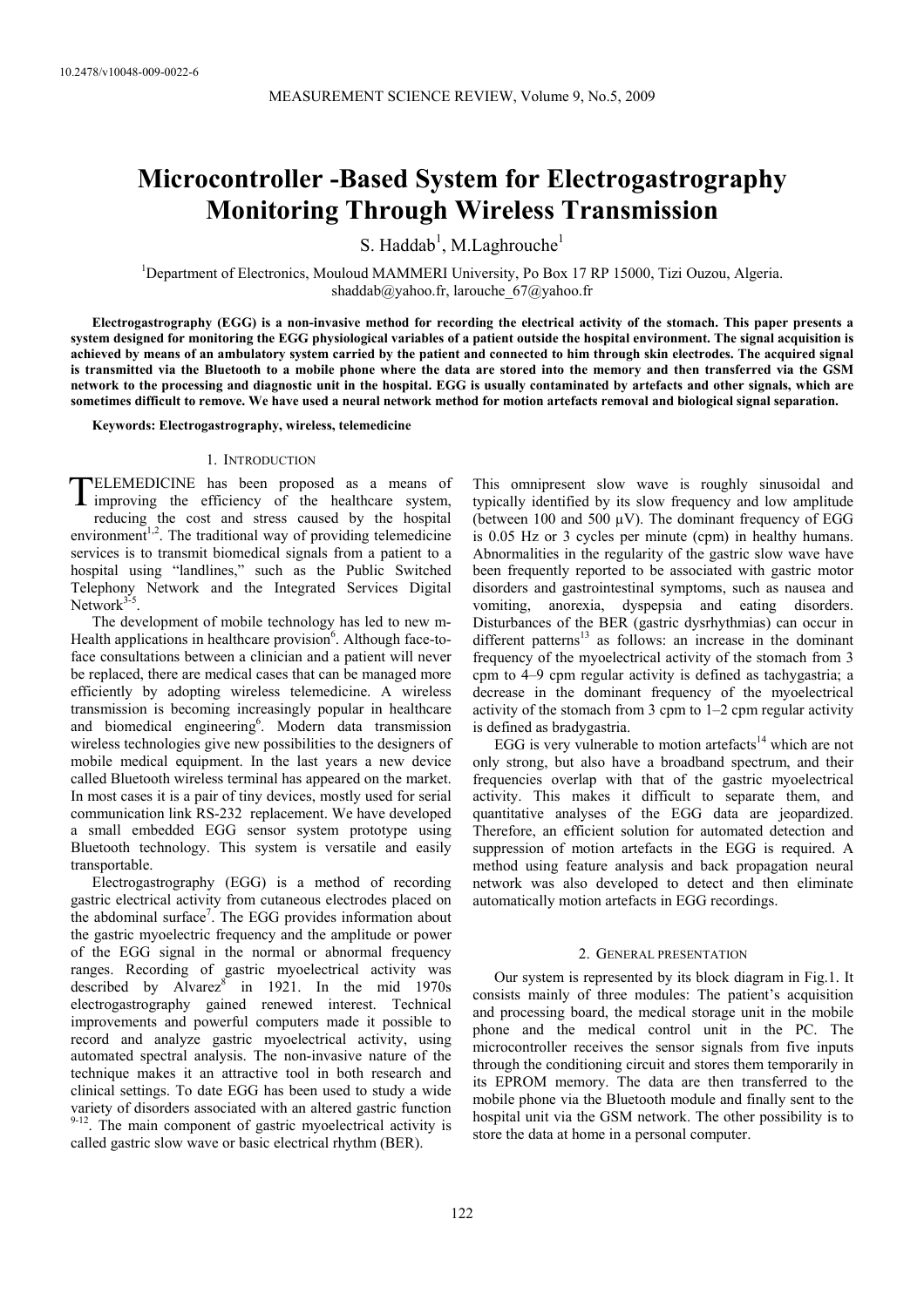10.2478/v10048-009-0022-6

# Microcontroller -Based System for Electrogastrography Monitoring Through Wireless Transmission

S. Haddab[1], M.Laghrouche[1]

[1]Department of Electronics, Mouloud MAMMERI University, Po Box 17 RP 15000, Tizi Ouzou, Algeria.
shaddab@yahoo.fr, larouche_67@yahoo.fr

**Electrogastrography (EGG) is a non-invasive method for recording the electrical activity of the stomach. This paper presents a system designed for monitoring the EGG physiological variables of a patient outside the hospital environment. The signal acquisition is achieved by means of an ambulatory system carried by the patient and connected to him through skin electrodes. The acquired signal is transmitted via the Bluetooth to a mobile phone where the data are stored into the memory and then transferred via the GSM network to the processing and diagnostic unit in the hospital. EGG is usually contaminated by artefacts and other signals, which are sometimes difficult to remove. We have used a neural network method for motion artefacts removal and biological signal separation.**

**Keywords: Electrogastrography, wireless, telemedicine**

## 1. Introduction

TELEMEDICINE has been proposed as a means of improving the efficiency of the healthcare system, reducing the cost and stress caused by the hospital environment[1,2]. The traditional way of providing telemedicine services is to transmit biomedical signals from a patient to a hospital using "landlines," such as the Public Switched Telephony Network and the Integrated Services Digital Network[3-5].

The development of mobile technology has led to new m-Health applications in healthcare provision[6]. Although face-to-face consultations between a clinician and a patient will never be replaced, there are medical cases that can be managed more efficiently by adopting wireless telemedicine. A wireless transmission is becoming increasingly popular in healthcare and biomedical engineering[6]. Modern data transmission wireless technologies give new possibilities to the designers of mobile medical equipment. In the last years a new device called Bluetooth wireless terminal has appeared on the market. In most cases it is a pair of tiny devices, mostly used for serial communication link RS-232 replacement. We have developed a small embedded EGG sensor system prototype using Bluetooth technology. This system is versatile and easily transportable.

Electrogastrography (EGG) is a method of recording gastric electrical activity from cutaneous electrodes placed on the abdominal surface[7]. The EGG provides information about the gastric myoelectric frequency and the amplitude or power of the EGG signal in the normal or abnormal frequency ranges. Recording of gastric myoelectrical activity was described by Alvarez[8] in 1921. In the mid 1970s electrogastrography gained renewed interest. Technical improvements and powerful computers made it possible to record and analyze gastric myoelectrical activity, using automated spectral analysis. The non-invasive nature of the technique makes it an attractive tool in both research and clinical settings. To date EGG has been used to study a wide variety of disorders associated with an altered gastric function [9-12]. The main component of gastric myoelectrical activity is called gastric slow wave or basic electrical rhythm (BER). This omnipresent slow wave is roughly sinusoidal and typically identified by its slow frequency and low amplitude (between 100 and 500 μV). The dominant frequency of EGG is 0.05 Hz or 3 cycles per minute (cpm) in healthy humans. Abnormalities in the regularity of the gastric slow wave have been frequently reported to be associated with gastric motor disorders and gastrointestinal symptoms, such as nausea and vomiting, anorexia, dyspepsia and eating disorders. Disturbances of the BER (gastric dysrhythmias) can occur in different patterns[13] as follows: an increase in the dominant frequency of the myoelectrical activity of the stomach from 3 cpm to 4–9 cpm regular activity is defined as tachygastria; a decrease in the dominant frequency of the myoelectrical activity of the stomach from 3 cpm to 1–2 cpm regular activity is defined as bradygastria.

EGG is very vulnerable to motion artefacts[14] which are not only strong, but also have a broadband spectrum, and their frequencies overlap with that of the gastric myoelectrical activity. This makes it difficult to separate them, and quantitative analyses of the EGG data are jeopardized. Therefore, an efficient solution for automated detection and suppression of motion artefacts in the EGG is required. A method using feature analysis and back propagation neural network was also developed to detect and then eliminate automatically motion artefacts in EGG recordings.

## 2. General presentation

Our system is represented by its block diagram in Fig.1. It consists mainly of three modules: The patient's acquisition and processing board, the medical storage unit in the mobile phone and the medical control unit in the PC. The microcontroller receives the sensor signals from five inputs through the conditioning circuit and stores them temporarily in its EPROM memory. The data are then transferred to the mobile phone via the Bluetooth module and finally sent to the hospital unit via the GSM network. The other possibility is to store the data at home in a personal computer.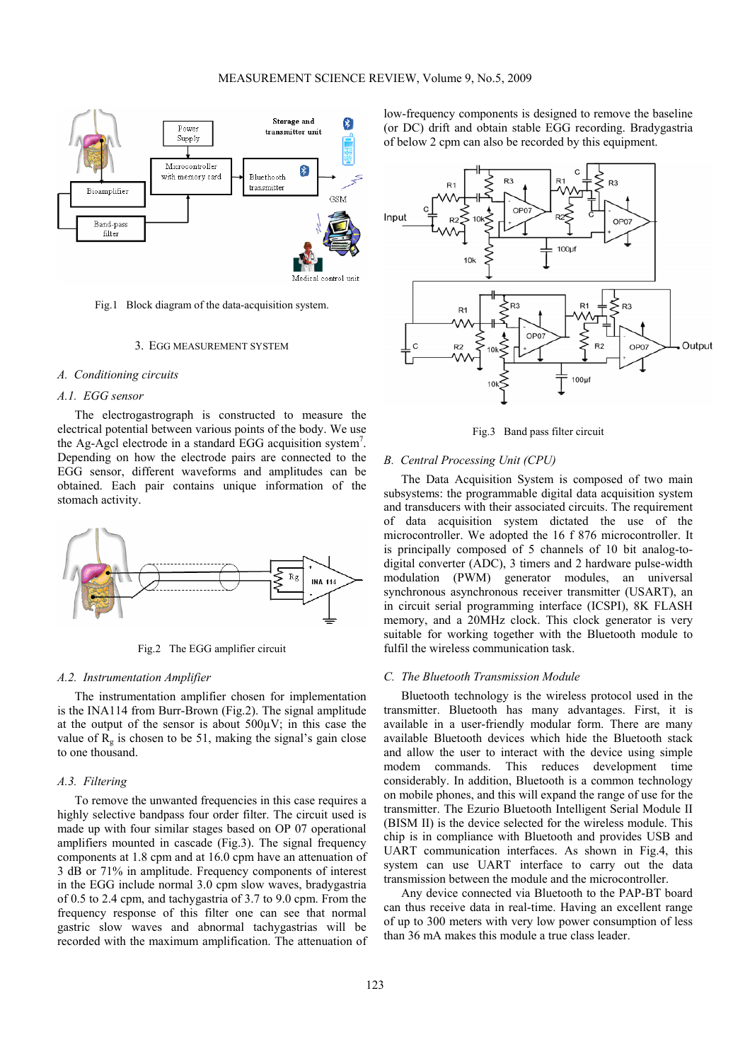Fig.1 Block diagram of the data-acquisition system.

## 3. EGG MEASUREMENT SYSTEM

### *A. Conditioning circuits*

#### *A.1. EGG sensor*

The electrogastrograph is constructed to measure the electrical potential between various points of the body. We use the Ag-Agcl electrode in a standard EGG acquisition system[7]. Depending on how the electrode pairs are connected to the EGG sensor, different waveforms and amplitudes can be obtained. Each pair contains unique information of the stomach activity.

Fig.2 The EGG amplifier circuit

#### *A.2. Instrumentation Amplifier*

The instrumentation amplifier chosen for implementation is the INA114 from Burr-Brown (Fig.2). The signal amplitude at the output of the sensor is about 500µV; in this case the value of $R_g$ is chosen to be 51, making the signal's gain close to one thousand.

#### *A.3. Filtering*

To remove the unwanted frequencies in this case requires a highly selective bandpass four order filter. The circuit used is made up with four similar stages based on OP 07 operational amplifiers mounted in cascade (Fig.3). The signal frequency components at 1.8 cpm and at 16.0 cpm have an attenuation of 3 dB or 71% in amplitude. Frequency components of interest in the EGG include normal 3.0 cpm slow waves, bradygastria of 0.5 to 2.4 cpm, and tachygastria of 3.7 to 9.0 cpm. From the frequency response of this filter one can see that normal gastric slow waves and abnormal tachygastrias will be recorded with the maximum amplification. The attenuation of low-frequency components is designed to remove the baseline (or DC) drift and obtain stable EGG recording. Bradygastria of below 2 cpm can also be recorded by this equipment.

Fig.3 Band pass filter circuit

### *B. Central Processing Unit (CPU)*

The Data Acquisition System is composed of two main subsystems: the programmable digital data acquisition system and transducers with their associated circuits. The requirement of data acquisition system dictated the use of the microcontroller. We adopted the 16 f 876 microcontroller. It is principally composed of 5 channels of 10 bit analog-to-digital converter (ADC), 3 timers and 2 hardware pulse-width modulation (PWM) generator modules, an universal synchronous asynchronous receiver transmitter (USART), an in circuit serial programming interface (ICSPI), 8K FLASH memory, and a 20MHz clock. This clock generator is very suitable for working together with the Bluetooth module to fulfil the wireless communication task.

### *C. The Bluetooth Transmission Module*

Bluetooth technology is the wireless protocol used in the transmitter. Bluetooth has many advantages. First, it is available in a user-friendly modular form. There are many available Bluetooth devices which hide the Bluetooth stack and allow the user to interact with the device using simple modem commands. This reduces development time considerably. In addition, Bluetooth is a common technology on mobile phones, and this will expand the range of use for the transmitter. The Ezurio Bluetooth Intelligent Serial Module II (BISM II) is the device selected for the wireless module. This chip is in compliance with Bluetooth and provides USB and UART communication interfaces. As shown in Fig.4, this system can use UART interface to carry out the data transmission between the module and the microcontroller.

Any device connected via Bluetooth to the PAP-BT board can thus receive data in real-time. Having an excellent range of up to 300 meters with very low power consumption of less than 36 mA makes this module a true class leader.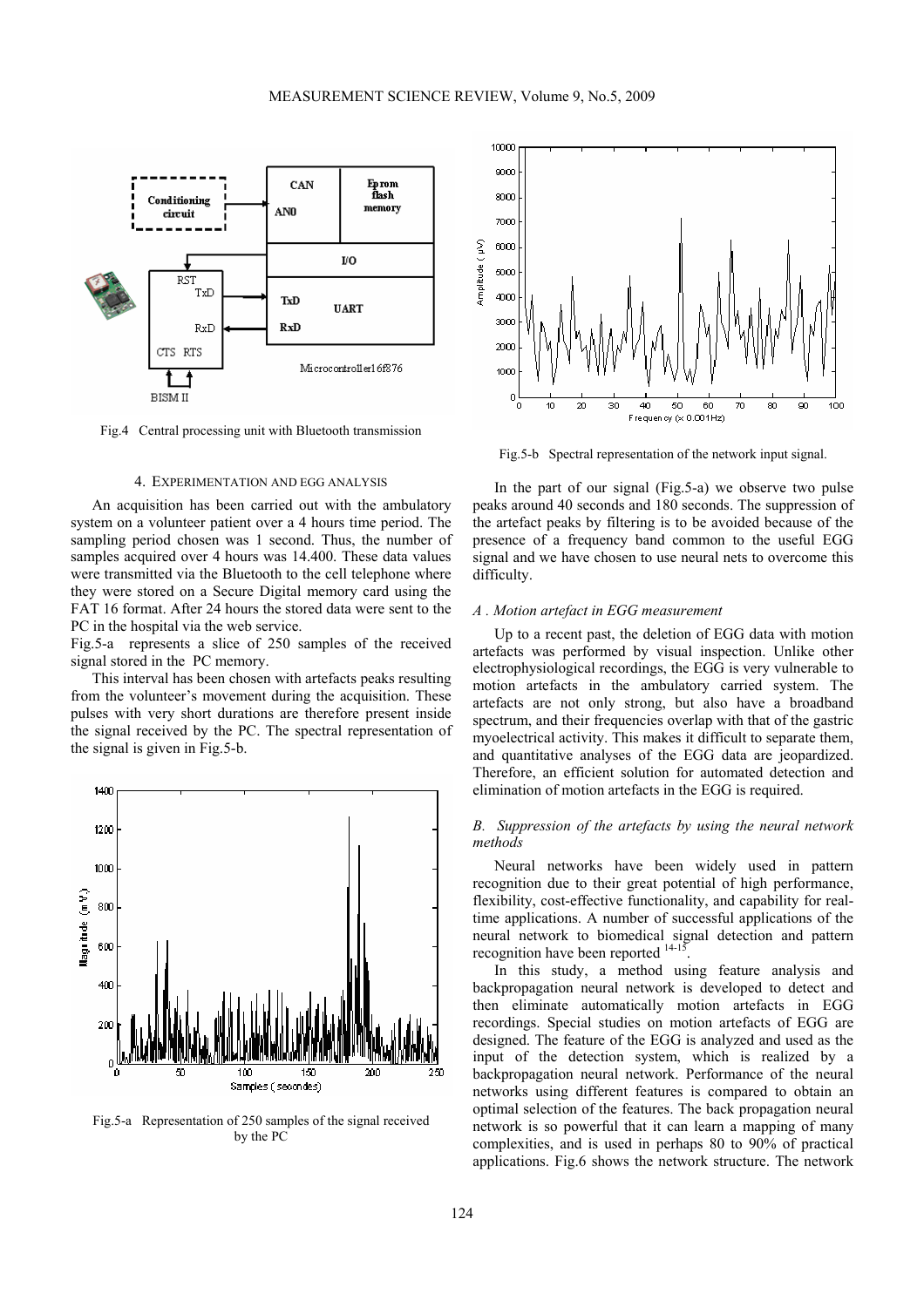Fig.4 Central processing unit with Bluetooth transmission

## 4. EXPERIMENTATION AND EGG ANALYSIS

An acquisition has been carried out with the ambulatory system on a volunteer patient over a 4 hours time period. The sampling period chosen was 1 second. Thus, the number of samples acquired over 4 hours was 14.400. These data values were transmitted via the Bluetooth to the cell telephone where they were stored on a Secure Digital memory card using the FAT 16 format. After 24 hours the stored data were sent to the PC in the hospital via the web service.

Fig.5-a represents a slice of 250 samples of the received signal stored in the PC memory.

This interval has been chosen with artefacts peaks resulting from the volunteer's movement during the acquisition. These pulses with very short durations are therefore present inside the signal received by the PC. The spectral representation of the signal is given in Fig.5-b.

Fig.5-a Representation of 250 samples of the signal received by the PC

Fig.5-b Spectral representation of the network input signal.

In the part of our signal (Fig.5-a) we observe two pulse peaks around 40 seconds and 180 seconds. The suppression of the artefact peaks by filtering is to be avoided because of the presence of a frequency band common to the useful EGG signal and we have chosen to use neural nets to overcome this difficulty.

### *A . Motion artefact in EGG measurement*

Up to a recent past, the deletion of EGG data with motion artefacts was performed by visual inspection. Unlike other electrophysiological recordings, the EGG is very vulnerable to motion artefacts in the ambulatory carried system. The artefacts are not only strong, but also have a broadband spectrum, and their frequencies overlap with that of the gastric myoelectrical activity. This makes it difficult to separate them, and quantitative analyses of the EGG data are jeopardized. Therefore, an efficient solution for automated detection and elimination of motion artefacts in the EGG is required.

### *B. Suppression of the artefacts by using the neural network methods*

Neural networks have been widely used in pattern recognition due to their great potential of high performance, flexibility, cost-effective functionality, and capability for real-time applications. A number of successful applications of the neural network to biomedical signal detection and pattern recognition have been reported [14-15].

In this study, a method using feature analysis and backpropagation neural network is developed to detect and then eliminate automatically motion artefacts in EGG recordings. Special studies on motion artefacts of EGG are designed. The feature of the EGG is analyzed and used as the input of the detection system, which is realized by a backpropagation neural network. Performance of the neural networks using different features is compared to obtain an optimal selection of the features. The back propagation neural network is so powerful that it can learn a mapping of many complexities, and is used in perhaps 80 to 90% of practical applications. Fig.6 shows the network structure. The network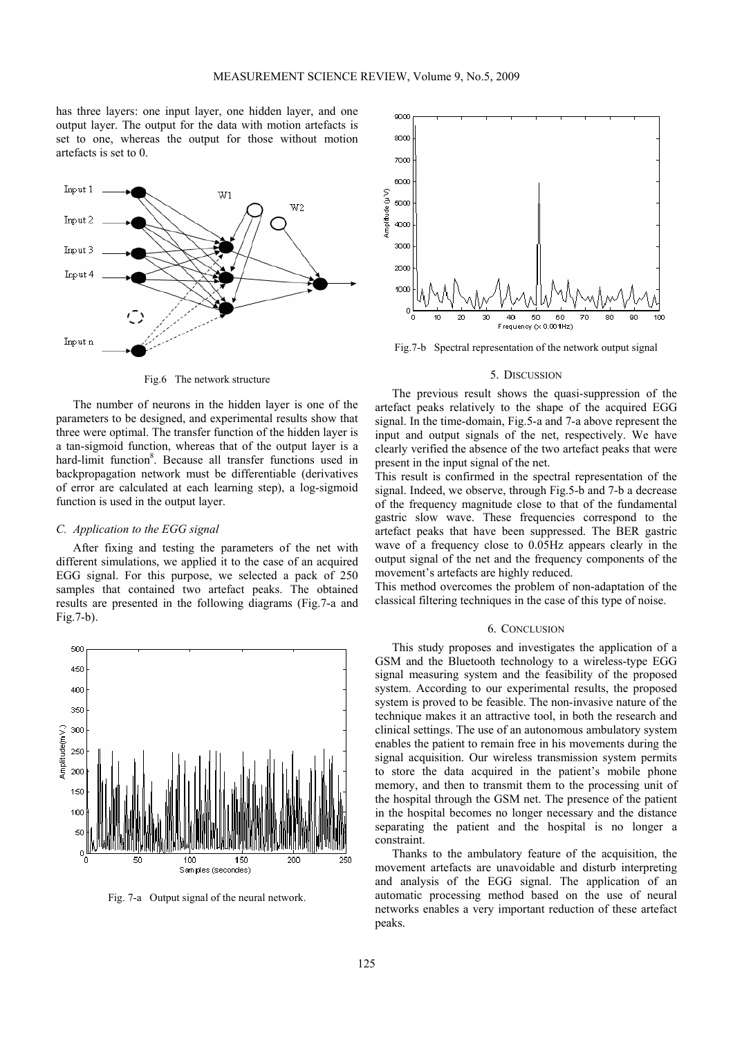has three layers: one input layer, one hidden layer, and one output layer. The output for the data with motion artefacts is set to one, whereas the output for those without motion artefacts is set to 0.

Input 1
Input 2
Input 3
Input 4
Input n
W1
W2

Fig.6 The network structure

The number of neurons in the hidden layer is one of the parameters to be designed, and experimental results show that three were optimal. The transfer function of the hidden layer is a tan-sigmoid function, whereas that of the output layer is a hard-limit function[8]. Because all transfer functions used in backpropagation network must be differentiable (derivatives of error are calculated at each learning step), a log-sigmoid function is used in the output layer.

### *C. Application to the EGG signal*

After fixing and testing the parameters of the net with different simulations, we applied it to the case of an acquired EGG signal. For this purpose, we selected a pack of 250 samples that contained two artefact peaks. The obtained results are presented in the following diagrams (Fig.7-a and Fig.7-b).

Amplitude(mV)
Samples (secondes)

Fig. 7-a Output signal of the neural network.

Amplitude (µV)
Frequency (x 0.001Hz)

Fig.7-b Spectral representation of the network output signal

## 5. DISCUSSION

The previous result shows the quasi-suppression of the artefact peaks relatively to the shape of the acquired EGG signal. In the time-domain, Fig.5-a and 7-a above represent the input and output signals of the net, respectively. We have clearly verified the absence of the two artefact peaks that were present in the input signal of the net.

This result is confirmed in the spectral representation of the signal. Indeed, we observe, through Fig.5-b and 7-b a decrease of the frequency magnitude close to that of the fundamental gastric slow wave. These frequencies correspond to the artefact peaks that have been suppressed. The BER gastric wave of a frequency close to 0.05Hz appears clearly in the output signal of the net and the frequency components of the movement's artefacts are highly reduced.

This method overcomes the problem of non-adaptation of the classical filtering techniques in the case of this type of noise.

## 6. CONCLUSION

This study proposes and investigates the application of a GSM and the Bluetooth technology to a wireless-type EGG signal measuring system and the feasibility of the proposed system. According to our experimental results, the proposed system is proved to be feasible. The non-invasive nature of the technique makes it an attractive tool, in both the research and clinical settings. The use of an autonomous ambulatory system enables the patient to remain free in his movements during the signal acquisition. Our wireless transmission system permits to store the data acquired in the patient's mobile phone memory, and then to transmit them to the processing unit of the hospital through the GSM net. The presence of the patient in the hospital becomes no longer necessary and the distance separating the patient and the hospital is no longer a constraint.

Thanks to the ambulatory feature of the acquisition, the movement artefacts are unavoidable and disturb interpreting and analysis of the EGG signal. The application of an automatic processing method based on the use of neural networks enables a very important reduction of these artefact peaks.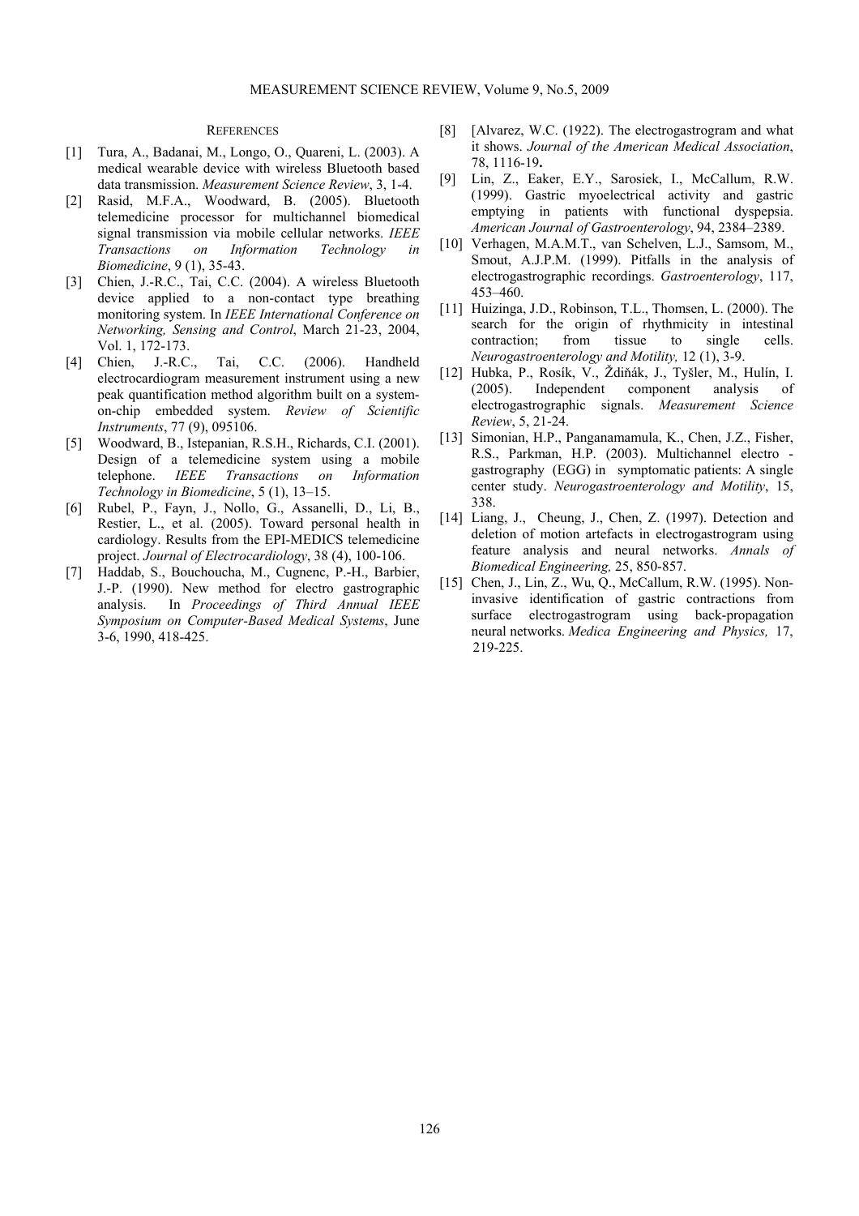## REFERENCES

[1] Tura, A., Badanai, M., Longo, O., Quareni, L. (2003). A medical wearable device with wireless Bluetooth based data transmission. *Measurement Science Review*, 3, 1-4.

[2] Rasid, M.F.A., Woodward, B. (2005). Bluetooth telemedicine processor for multichannel biomedical signal transmission via mobile cellular networks. *IEEE Transactions on Information Technology in Biomedicine*, 9 (1), 35-43.

[3] Chien, J.-R.C., Tai, C.C. (2004). A wireless Bluetooth device applied to a non-contact type breathing monitoring system. In *IEEE International Conference on Networking, Sensing and Control*, March 21-23, 2004, Vol. 1, 172-173.

[4] Chien, J.-R.C., Tai, C.C. (2006). Handheld electrocardiogram measurement instrument using a new peak quantification method algorithm built on a system-on-chip embedded system. *Review of Scientific Instruments*, 77 (9), 095106.

[5] Woodward, B., Istepanian, R.S.H., Richards, C.I. (2001). Design of a telemedicine system using a mobile telephone. *IEEE Transactions on Information Technology in Biomedicine*, 5 (1), 13–15.

[6] Rubel, P., Fayn, J., Nollo, G., Assanelli, D., Li, B., Restier, L., et al. (2005). Toward personal health in cardiology. Results from the EPI-MEDICS telemedicine project. *Journal of Electrocardiology*, 38 (4), 100-106.

[7] Haddab, S., Bouchoucha, M., Cugnenc, P.-H., Barbier, J.-P. (1990). New method for electro gastrographic analysis. In *Proceedings of Third Annual IEEE Symposium on Computer-Based Medical Systems*, June 3-6, 1990, 418-425.

[8] [Alvarez, W.C. (1922). The electrogastrogram and what it shows. *Journal of the American Medical Association*, 78, 1116-19**.**

[9] Lin, Z., Eaker, E.Y., Sarosiek, I., McCallum, R.W. (1999). Gastric myoelectrical activity and gastric emptying in patients with functional dyspepsia. *American Journal of Gastroenterology*, 94, 2384–2389.

[10] Verhagen, M.A.M.T., van Schelven, L.J., Samsom, M., Smout, A.J.P.M. (1999). Pitfalls in the analysis of electrogastrographic recordings. *Gastroenterology*, 117, 453–460.

[11] Huizinga, J.D., Robinson, T.L., Thomsen, L. (2000). The search for the origin of rhythmicity in intestinal contraction; from tissue to single cells. *Neurogastroenterology and Motility,* 12 (1), 3-9.

[12] Hubka, P., Rosík, V., Ždiňák, J., Tyšler, M., Hulín, I. (2005). Independent component analysis of electrogastrographic signals. *Measurement Science Review*, 5, 21-24.

[13] Simonian, H.P., Panganamamula, K., Chen, J.Z., Fisher, R.S., Parkman, H.P. (2003). Multichannel electro - gastrography (EGG) in symptomatic patients: A single center study. *Neurogastroenterology and Motility*, 15, 338.

[14] Liang, J., Cheung, J., Chen, Z. (1997). Detection and deletion of motion artefacts in electrogastrogram using feature analysis and neural networks. *Annals of Biomedical Engineering,* 25, 850-857.

[15] Chen, J., Lin, Z., Wu, Q., McCallum, R.W. (1995). Non-invasive identification of gastric contractions from surface electrogastrogram using back-propagation neural networks. *Medica Engineering and Physics,* 17, 219-225.